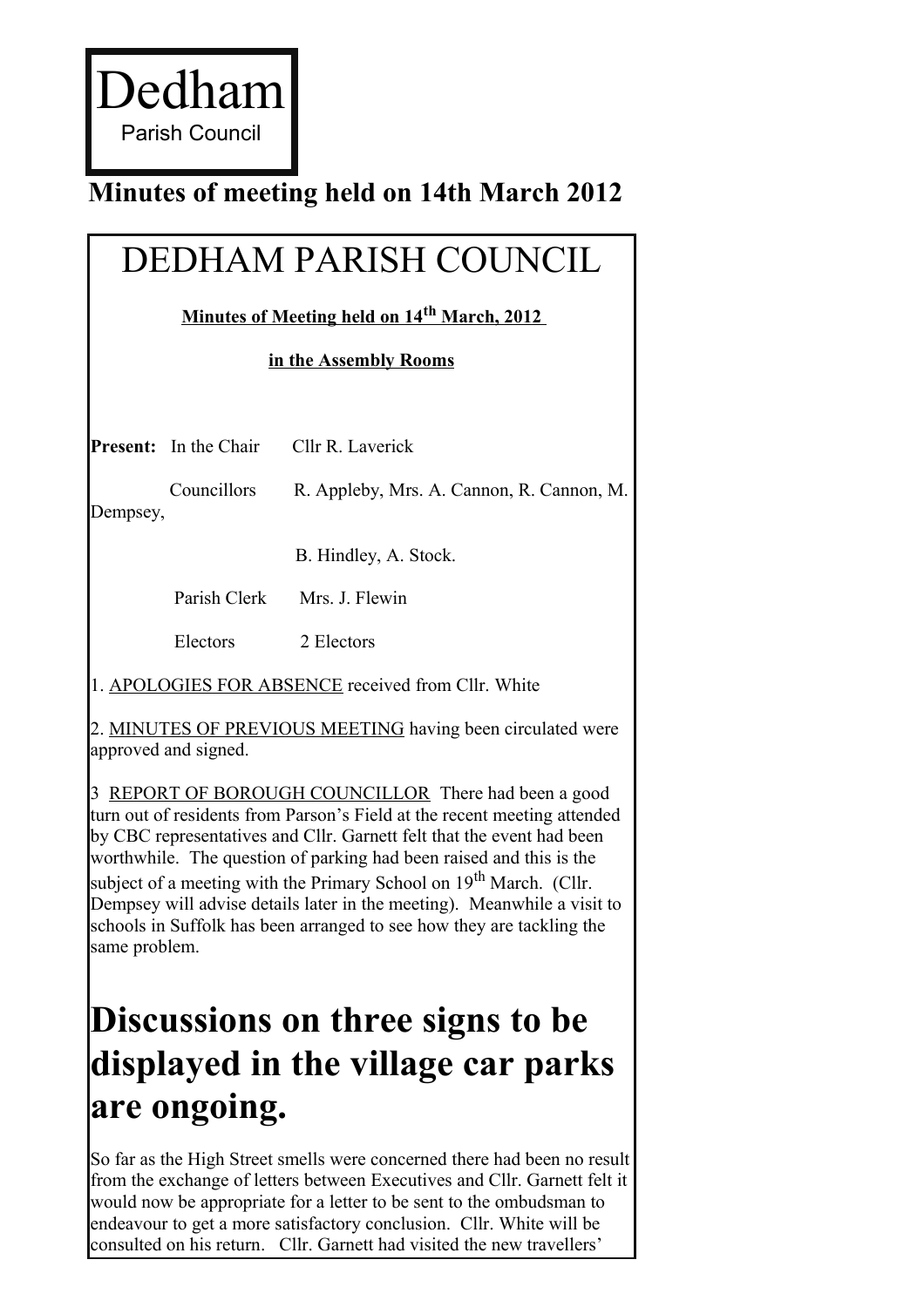# Dedham

Parish Council

**Minutes of meeting held on 14th March 2012**

# DEDHAM PARISH COUNCIL

**Minutes of Meeting held on 14th March, 2012**

**in the Assembly Rooms**

**Present:** In the Chair Cllr R. Laverick

Councillors R. Appleby, Mrs. A. Cannon, R. Cannon, M. Dempsey,

B. Hindley, A. Stock.

Parish Clerk Mrs. J. Flewin

Electors 2 Electors

1. APOLOGIES FOR ABSENCE received from Cllr. White

2. MINUTES OF PREVIOUS MEETING having been circulated were approved and signed.

3 REPORT OF BOROUGH COUNCILLOR There had been a good turn out of residents from Parson's Field at the recent meeting attended by CBC representatives and Cllr. Garnett felt that the event had been worthwhile. The question of parking had been raised and this is the subject of a meeting with the Primary School on 19th March. (Cllr. Dempsey will advise details later in the meeting). Meanwhile a visit to schools in Suffolk has been arranged to see how they are tackling the same problem.

# Discussions on three signs to be displayed in the village car parks are ongoing.

So far as the High Street smells were concerned there had been no result from the exchange of letters between Executives and Cllr. Garnett felt it would now be appropriate for a letter to be sent to the ombudsman to endeavour to get a more satisfactory conclusion. Cllr. White will be consulted on his return. Cllr. Garnett had visited the new travellers'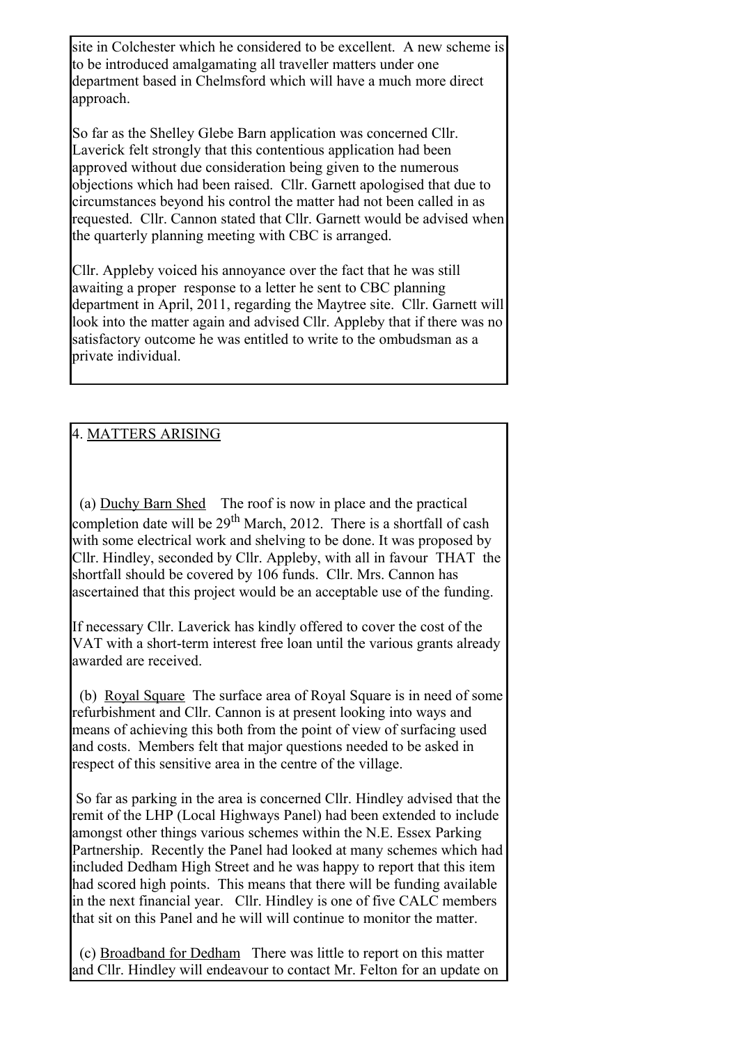site in Colchester which he considered to be excellent. A new scheme is to be introduced amalgamating all traveller matters under one department based in Chelmsford which will have a much more direct approach.

So far as the Shelley Glebe Barn application was concerned Cllr. Laverick felt strongly that this contentious application had been approved without due consideration being given to the numerous objections which had been raised. Cllr. Garnett apologised that due to circumstances beyond his control the matter had not been called in as requested. Cllr. Cannon stated that Cllr. Garnett would be advised when the quarterly planning meeting with CBC is arranged.

Cllr. Appleby voiced his annoyance over the fact that he was still awaiting a proper response to a letter he sent to CBC planning department in April, 2011, regarding the Maytree site. Cllr. Garnett will look into the matter again and advised Cllr. Appleby that if there was no satisfactory outcome he was entitled to write to the ombudsman as a private individual.

4. MATTERS ARISING

(a) Duchy Barn Shed The roof is now in place and the practical completion date will be 29th March, 2012. There is a shortfall of cash with some electrical work and shelving to be done. It was proposed by Cllr. Hindley, seconded by Cllr. Appleby, with all in favour THAT the shortfall should be covered by 106 funds. Cllr. Mrs. Cannon has ascertained that this project would be an acceptable use of the funding.

If necessary Cllr. Laverick has kindly offered to cover the cost of the VAT with a short-term interest free loan until the various grants already awarded are received.

(b) Royal Square The surface area of Royal Square is in need of some refurbishment and Cllr. Cannon is at present looking into ways and means of achieving this both from the point of view of surfacing used and costs. Members felt that major questions needed to be asked in respect of this sensitive area in the centre of the village.

So far as parking in the area is concerned Cllr. Hindley advised that the remit of the LHP (Local Highways Panel) had been extended to include amongst other things various schemes within the N.E. Essex Parking Partnership. Recently the Panel had looked at many schemes which had included Dedham High Street and he was happy to report that this item had scored high points. This means that there will be funding available in the next financial year. Cllr. Hindley is one of five CALC members that sit on this Panel and he will will continue to monitor the matter.

(c) Broadband for Dedham There was little to report on this matter and Cllr. Hindley will endeavour to contact Mr. Felton for an update on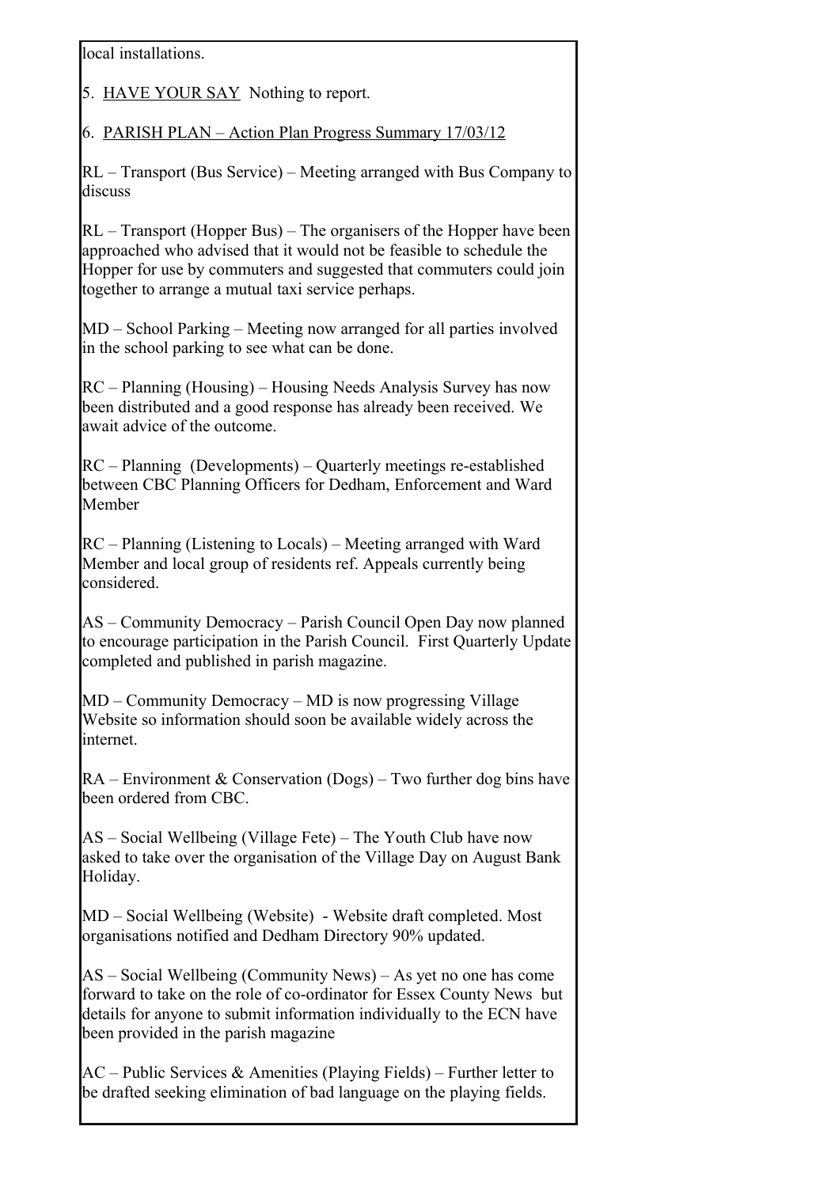local installations.

5. <u>HAVE YOUR SAY</u> Nothing to report.

6. <u>PARISH PLAN – Action Plan Progress Summary 17/03/12</u>

RL – Transport (Bus Service) – Meeting arranged with Bus Company to discuss

RL – Transport (Hopper Bus) – The organisers of the Hopper have been approached who advised that it would not be feasible to schedule the Hopper for use by commuters and suggested that commuters could join together to arrange a mutual taxi service perhaps.

MD – School Parking – Meeting now arranged for all parties involved in the school parking to see what can be done.

RC – Planning (Housing) – Housing Needs Analysis Survey has now been distributed and a good response has already been received. We await advice of the outcome.

RC – Planning (Developments) – Quarterly meetings re-established between CBC Planning Officers for Dedham, Enforcement and Ward Member

RC – Planning (Listening to Locals) – Meeting arranged with Ward Member and local group of residents ref. Appeals currently being considered.

AS – Community Democracy – Parish Council Open Day now planned to encourage participation in the Parish Council. First Quarterly Update completed and published in parish magazine.

MD – Community Democracy – MD is now progressing Village Website so information should soon be available widely across the internet.

RA – Environment & Conservation (Dogs) – Two further dog bins have been ordered from CBC.

AS – Social Wellbeing (Village Fete) – The Youth Club have now asked to take over the organisation of the Village Day on August Bank Holiday.

MD – Social Wellbeing (Website) - Website draft completed. Most organisations notified and Dedham Directory 90% updated.

AS – Social Wellbeing (Community News) – As yet no one has come forward to take on the role of co-ordinator for Essex County News but details for anyone to submit information individually to the ECN have been provided in the parish magazine

AC – Public Services & Amenities (Playing Fields) – Further letter to be drafted seeking elimination of bad language on the playing fields.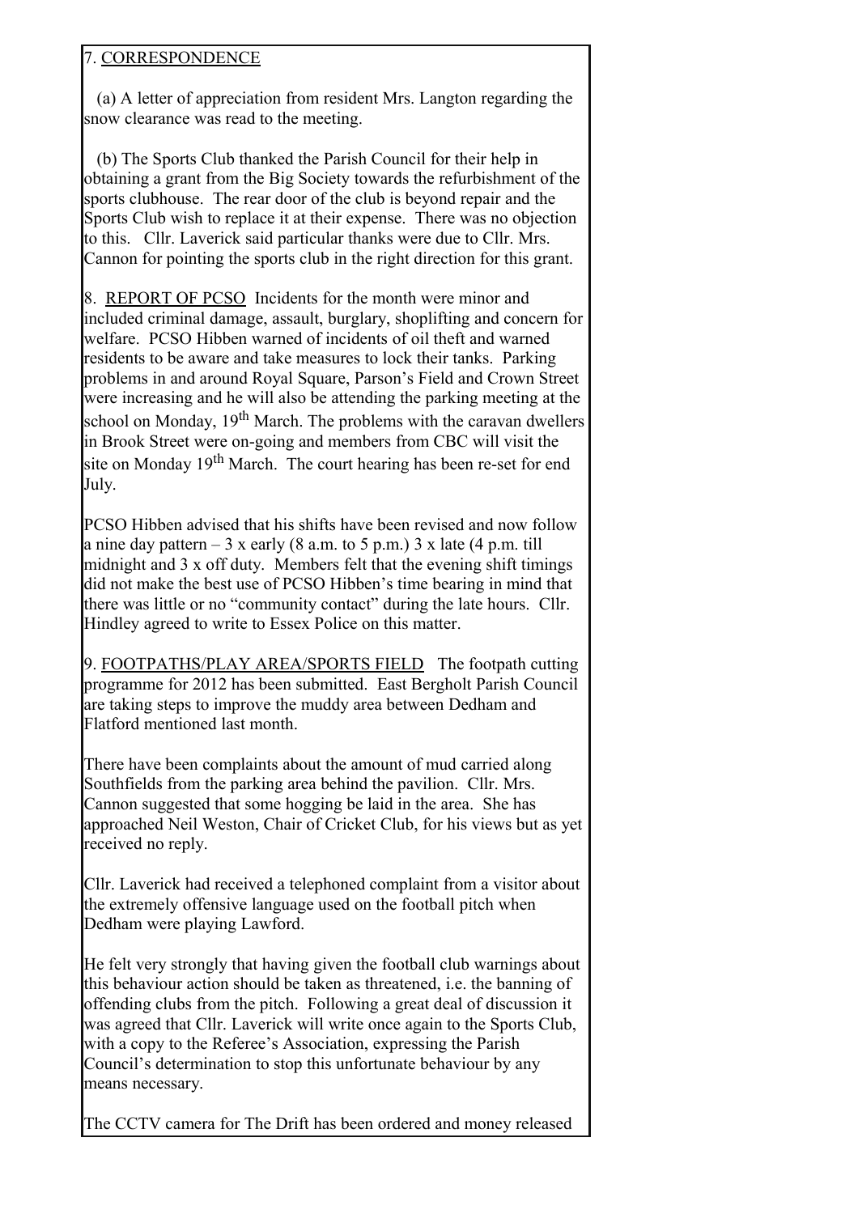7. <u>CORRESPONDENCE</u>

(a) A letter of appreciation from resident Mrs. Langton regarding the snow clearance was read to the meeting.

(b) The Sports Club thanked the Parish Council for their help in obtaining a grant from the Big Society towards the refurbishment of the sports clubhouse. The rear door of the club is beyond repair and the Sports Club wish to replace it at their expense. There was no objection to this. Cllr. Laverick said particular thanks were due to Cllr. Mrs. Cannon for pointing the sports club in the right direction for this grant.

8. <u>REPORT OF PCSO</u> Incidents for the month were minor and included criminal damage, assault, burglary, shoplifting and concern for welfare. PCSO Hibben warned of incidents of oil theft and warned residents to be aware and take measures to lock their tanks. Parking problems in and around Royal Square, Parson's Field and Crown Street were increasing and he will also be attending the parking meeting at the school on Monday, 19th March. The problems with the caravan dwellers in Brook Street were on-going and members from CBC will visit the site on Monday 19th March. The court hearing has been re-set for end July.

PCSO Hibben advised that his shifts have been revised and now follow a nine day pattern – 3 x early (8 a.m. to 5 p.m.) 3 x late (4 p.m. till midnight and 3 x off duty. Members felt that the evening shift timings did not make the best use of PCSO Hibben's time bearing in mind that there was little or no "community contact" during the late hours. Cllr. Hindley agreed to write to Essex Police on this matter.

9. <u>FOOTPATHS/PLAY AREA/SPORTS FIELD</u> The footpath cutting programme for 2012 has been submitted. East Bergholt Parish Council are taking steps to improve the muddy area between Dedham and Flatford mentioned last month.

There have been complaints about the amount of mud carried along Southfields from the parking area behind the pavilion. Cllr. Mrs. Cannon suggested that some hogging be laid in the area. She has approached Neil Weston, Chair of Cricket Club, for his views but as yet received no reply.

Cllr. Laverick had received a telephoned complaint from a visitor about the extremely offensive language used on the football pitch when Dedham were playing Lawford.

He felt very strongly that having given the football club warnings about this behaviour action should be taken as threatened, i.e. the banning of offending clubs from the pitch. Following a great deal of discussion it was agreed that Cllr. Laverick will write once again to the Sports Club, with a copy to the Referee's Association, expressing the Parish Council's determination to stop this unfortunate behaviour by any means necessary.

The CCTV camera for The Drift has been ordered and money released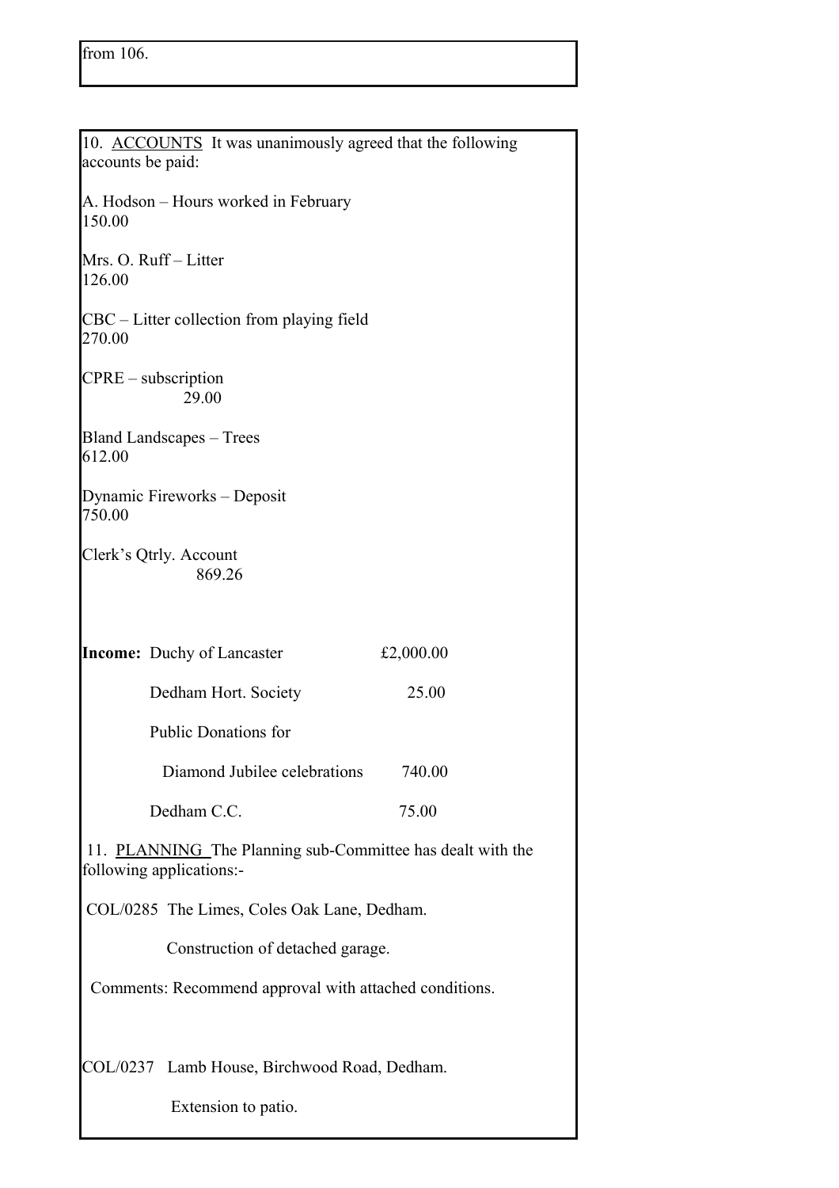from 106.

10. ACCOUNTS It was unanimously agreed that the following accounts be paid:

A. Hodson – Hours worked in February
150.00

Mrs. O. Ruff – Litter
126.00

CBC – Litter collection from playing field
270.00

CPRE – subscription
29.00

Bland Landscapes – Trees
612.00

Dynamic Fireworks – Deposit
750.00

Clerk's Qtrly. Account
869.26

| **Income:** | |
|---|---|
| Duchy of Lancaster | £2,000.00 |
| Dedham Hort. Society | 25.00 |
| Public Donations for Diamond Jubilee celebrations | 740.00 |
| Dedham C.C. | 75.00 |

11. PLANNING The Planning sub-Committee has dealt with the following applications:-

COL/0285 The Limes, Coles Oak Lane, Dedham.

Construction of detached garage.

Comments: Recommend approval with attached conditions.

COL/0237 Lamb House, Birchwood Road, Dedham.

Extension to patio.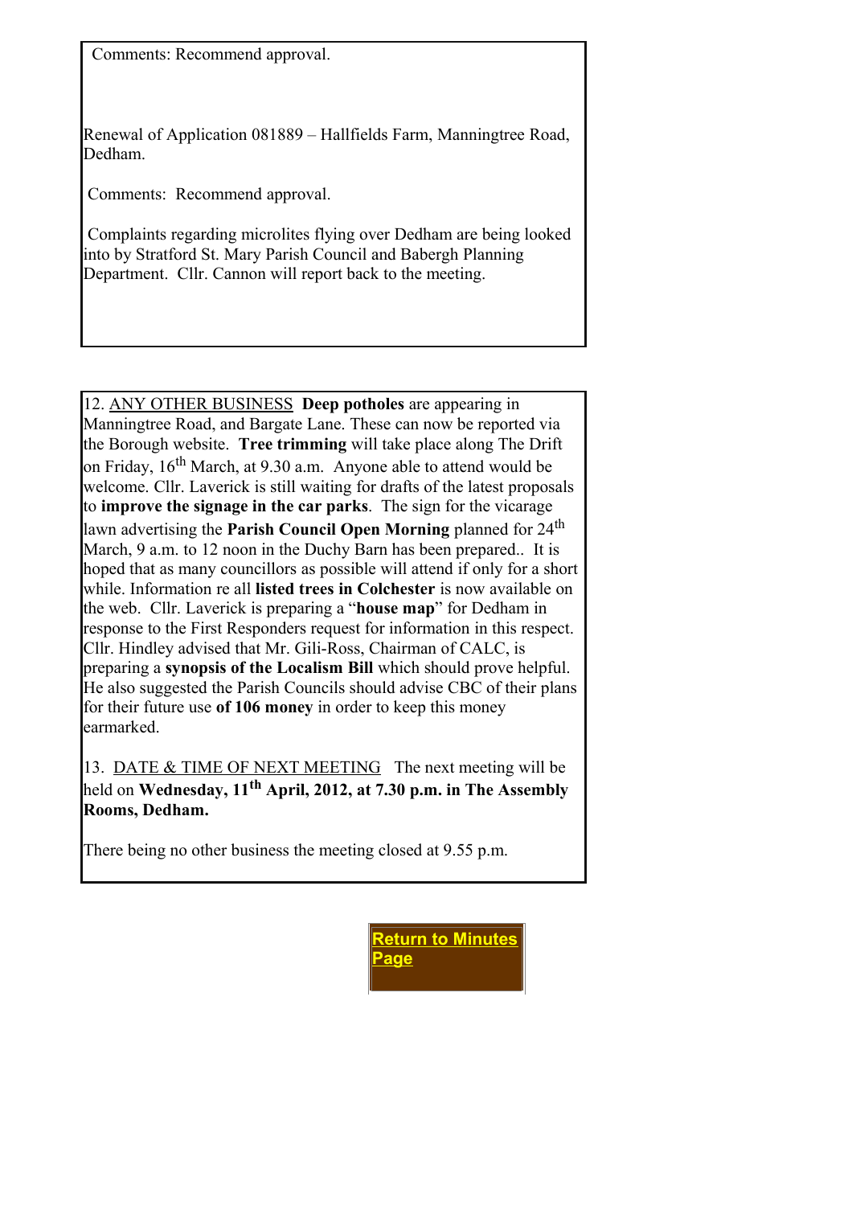Comments: Recommend approval.

Renewal of Application 081889 – Hallfields Farm, Manningtree Road, Dedham.

Comments: Recommend approval.

Complaints regarding microlites flying over Dedham are being looked into by Stratford St. Mary Parish Council and Babergh Planning Department. Cllr. Cannon will report back to the meeting.

12. ANY OTHER BUSINESS **Deep potholes** are appearing in Manningtree Road, and Bargate Lane. These can now be reported via the Borough website. **Tree trimming** will take place along The Drift on Friday, 16th March, at 9.30 a.m. Anyone able to attend would be welcome. Cllr. Laverick is still waiting for drafts of the latest proposals to **improve the signage in the car parks**. The sign for the vicarage lawn advertising the **Parish Council Open Morning** planned for 24th March, 9 a.m. to 12 noon in the Duchy Barn has been prepared.. It is hoped that as many councillors as possible will attend if only for a short while. Information re all **listed trees in Colchester** is now available on the web. Cllr. Laverick is preparing a "**house map**" for Dedham in response to the First Responders request for information in this respect. Cllr. Hindley advised that Mr. Gili-Ross, Chairman of CALC, is preparing a **synopsis of the Localism Bill** which should prove helpful. He also suggested the Parish Councils should advise CBC of their plans for their future use **of 106 money** in order to keep this money earmarked.

13. DATE & TIME OF NEXT MEETING The next meeting will be held on **Wednesday, 11th April, 2012, at 7.30 p.m. in The Assembly Rooms, Dedham.**

There being no other business the meeting closed at 9.55 p.m.

Return to Minutes Page